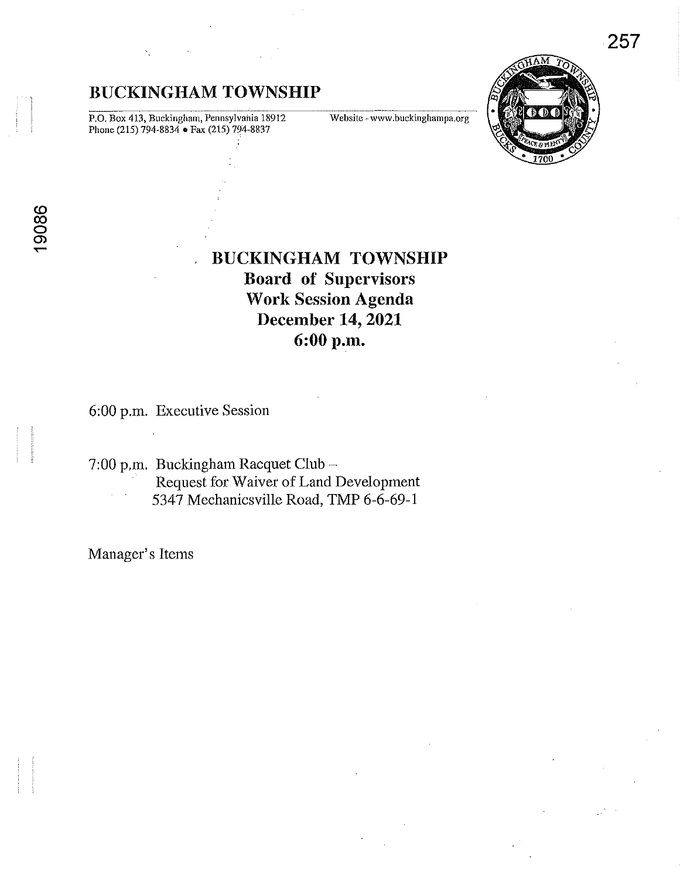# BUCKINGHAM TOWNSHIP

P.O. Box 413, Buckingham, Pennsylvania 18912
Phone (215) 794-8834 • Fax (215) 794-8837

Website - www.buckinghampa.org

## BUCKINGHAM TOWNSHIP
## Board of Supervisors
## Work Session Agenda
## December 14, 2021
## 6:00 p.m.

6:00 p.m. Executive Session

7:00 p.m. Buckingham Racquet Club –
Request for Waiver of Land Development
5347 Mechanicsville Road, TMP 6-6-69-1

Manager's Items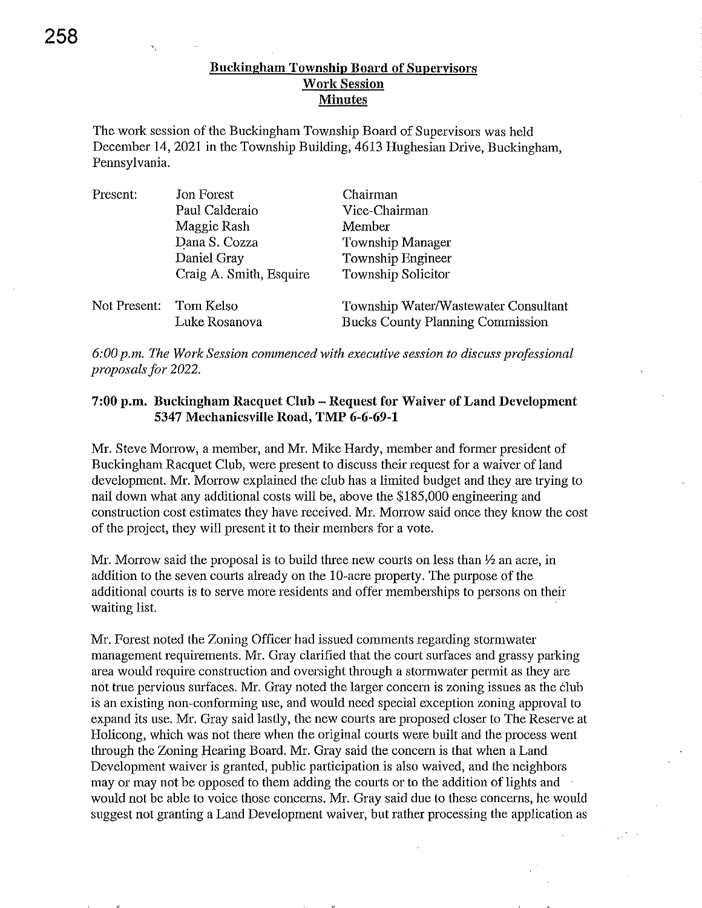**Buckingham Township Board of Supervisors**
**Work Session**
**Minutes**

The work session of the Buckingham Township Board of Supervisors was held December 14, 2021 in the Township Building, 4613 Hughesian Drive, Buckingham, Pennsylvania.

| | | |
|---|---|---|
| Present: | Jon Forest | Chairman |
| | Paul Calderaio | Vice-Chairman |
| | Maggie Rash | Member |
| | Dana S. Cozza | Township Manager |
| | Daniel Gray | Township Engineer |
| | Craig A. Smith, Esquire | Township Solicitor |
| Not Present: | Tom Kelso | Township Water/Wastewater Consultant |
| | Luke Rosanova | Bucks County Planning Commission |

*6:00 p.m. The Work Session commenced with executive session to discuss professional proposals for 2022.*

**7:00 p.m. Buckingham Racquet Club – Request for Waiver of Land Development 5347 Mechanicsville Road, TMP 6-6-69-1**

Mr. Steve Morrow, a member, and Mr. Mike Hardy, member and former president of Buckingham Racquet Club, were present to discuss their request for a waiver of land development. Mr. Morrow explained the club has a limited budget and they are trying to nail down what any additional costs will be, above the $185,000 engineering and construction cost estimates they have received. Mr. Morrow said once they know the cost of the project, they will present it to their members for a vote.

Mr. Morrow said the proposal is to build three new courts on less than ½ an acre, in addition to the seven courts already on the 10-acre property. The purpose of the additional courts is to serve more residents and offer memberships to persons on their waiting list.

Mr. Forest noted the Zoning Officer had issued comments regarding stormwater management requirements. Mr. Gray clarified that the court surfaces and grassy parking area would require construction and oversight through a stormwater permit as they are not true pervious surfaces. Mr. Gray noted the larger concern is zoning issues as the club is an existing non-conforming use, and would need special exception zoning approval to expand its use. Mr. Gray said lastly, the new courts are proposed closer to The Reserve at Holicong, which was not there when the original courts were built and the process went through the Zoning Hearing Board. Mr. Gray said the concern is that when a Land Development waiver is granted, public participation is also waived, and the neighbors may or may not be opposed to them adding the courts or to the addition of lights and would not be able to voice those concerns. Mr. Gray said due to these concerns, he would suggest not granting a Land Development waiver, but rather processing the application as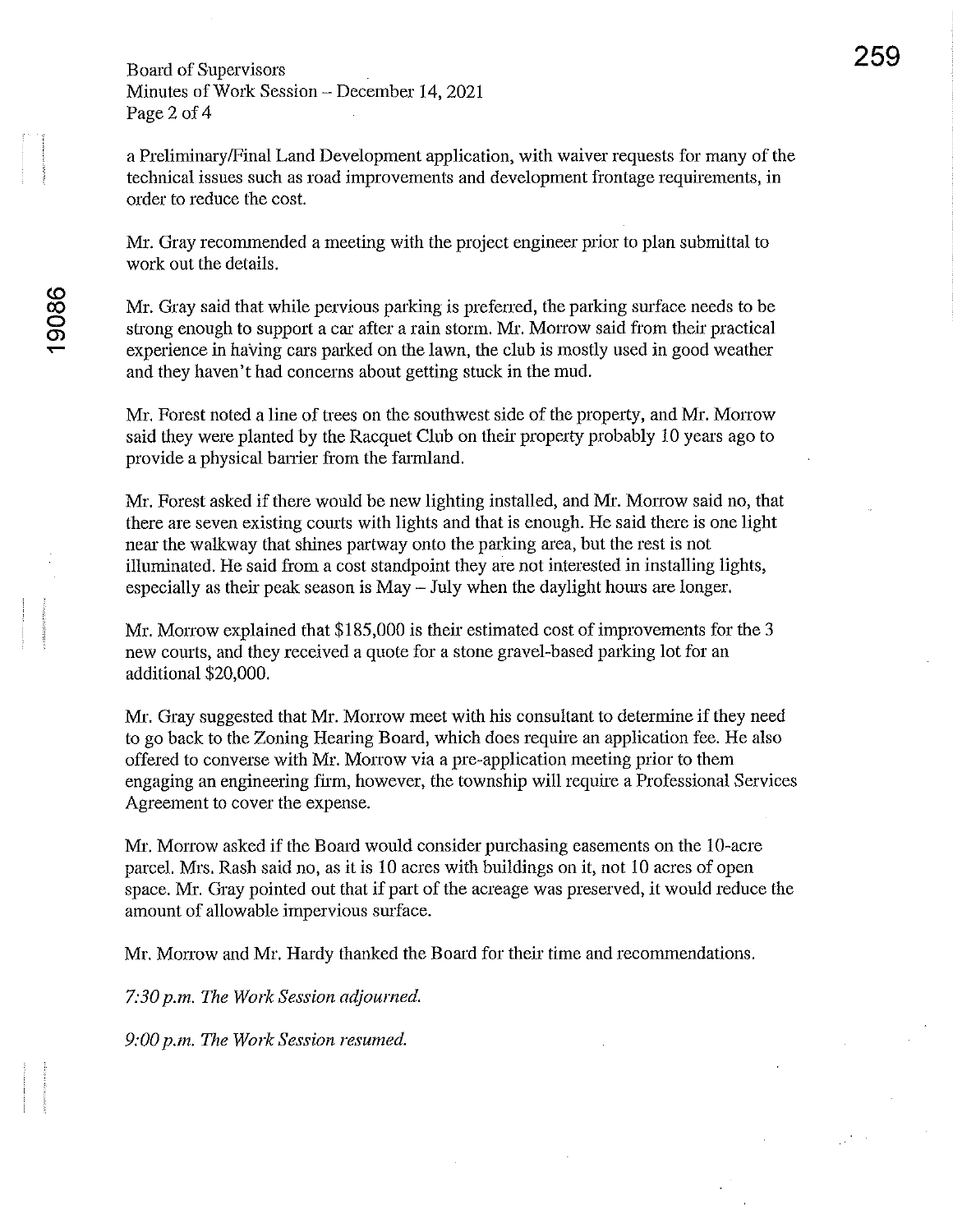a Preliminary/Final Land Development application, with waiver requests for many of the technical issues such as road improvements and development frontage requirements, in order to reduce the cost.

Mr. Gray recommended a meeting with the project engineer prior to plan submittal to work out the details.

Mr. Gray said that while pervious parking is preferred, the parking surface needs to be strong enough to support a car after a rain storm. Mr. Morrow said from their practical experience in having cars parked on the lawn, the club is mostly used in good weather and they haven't had concerns about getting stuck in the mud.

Mr. Forest noted a line of trees on the southwest side of the property, and Mr. Morrow said they were planted by the Racquet Club on their property probably 10 years ago to provide a physical barrier from the farmland.

Mr. Forest asked if there would be new lighting installed, and Mr. Morrow said no, that there are seven existing courts with lights and that is enough. He said there is one light near the walkway that shines partway onto the parking area, but the rest is not illuminated. He said from a cost standpoint they are not interested in installing lights, especially as their peak season is May – July when the daylight hours are longer.

Mr. Morrow explained that $185,000 is their estimated cost of improvements for the 3 new courts, and they received a quote for a stone gravel-based parking lot for an additional $20,000.

Mr. Gray suggested that Mr. Morrow meet with his consultant to determine if they need to go back to the Zoning Hearing Board, which does require an application fee. He also offered to converse with Mr. Morrow via a pre-application meeting prior to them engaging an engineering firm, however, the township will require a Professional Services Agreement to cover the expense.

Mr. Morrow asked if the Board would consider purchasing easements on the 10-acre parcel. Mrs. Rash said no, as it is 10 acres with buildings on it, not 10 acres of open space. Mr. Gray pointed out that if part of the acreage was preserved, it would reduce the amount of allowable impervious surface.

Mr. Morrow and Mr. Hardy thanked the Board for their time and recommendations.

*7:30 p.m. The Work Session adjourned.*

*9:00 p.m. The Work Session resumed.*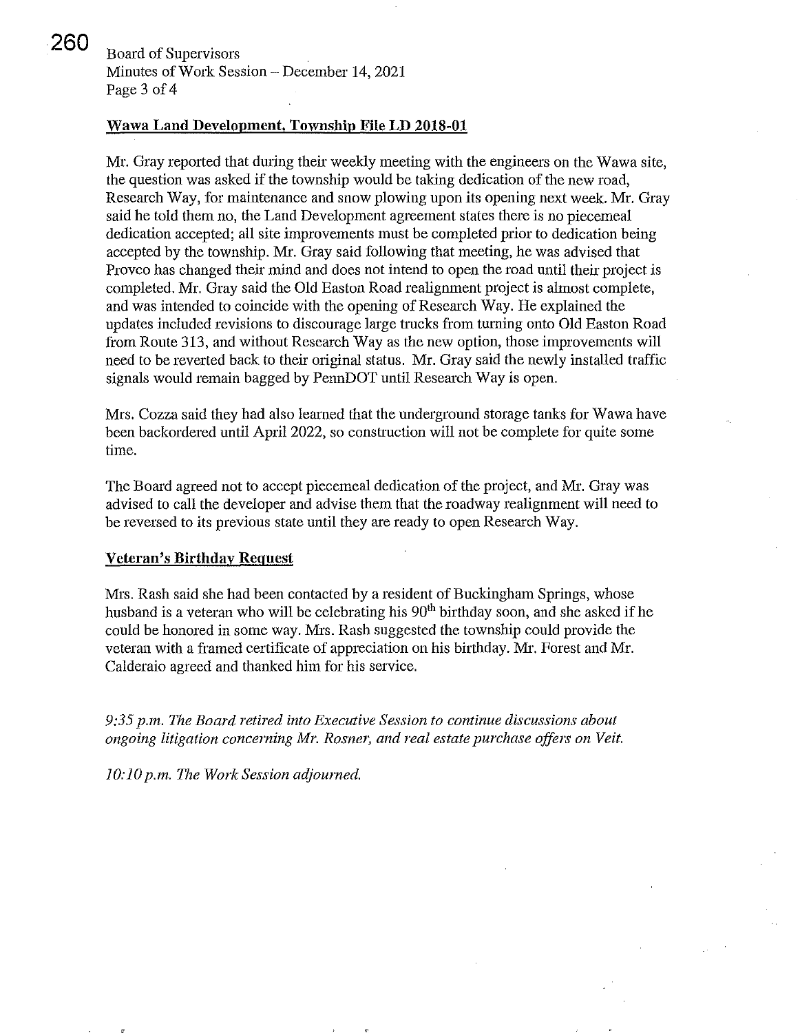## Wawa Land Development, Township File LD 2018-01

Mr. Gray reported that during their weekly meeting with the engineers on the Wawa site, the question was asked if the township would be taking dedication of the new road, Research Way, for maintenance and snow plowing upon its opening next week. Mr. Gray said he told them no, the Land Development agreement states there is no piecemeal dedication accepted; all site improvements must be completed prior to dedication being accepted by the township. Mr. Gray said following that meeting, he was advised that Provco has changed their mind and does not intend to open the road until their project is completed. Mr. Gray said the Old Easton Road realignment project is almost complete, and was intended to coincide with the opening of Research Way. He explained the updates included revisions to discourage large trucks from turning onto Old Easton Road from Route 313, and without Research Way as the new option, those improvements will need to be reverted back to their original status. Mr. Gray said the newly installed traffic signals would remain bagged by PennDOT until Research Way is open.

Mrs. Cozza said they had also learned that the underground storage tanks for Wawa have been backordered until April 2022, so construction will not be complete for quite some time.

The Board agreed not to accept piecemeal dedication of the project, and Mr. Gray was advised to call the developer and advise them that the roadway realignment will need to be reversed to its previous state until they are ready to open Research Way.

## Veteran's Birthday Request

Mrs. Rash said she had been contacted by a resident of Buckingham Springs, whose husband is a veteran who will be celebrating his 90th birthday soon, and she asked if he could be honored in some way. Mrs. Rash suggested the township could provide the veteran with a framed certificate of appreciation on his birthday. Mr. Forest and Mr. Calderaio agreed and thanked him for his service.

*9:35 p.m. The Board retired into Executive Session to continue discussions about ongoing litigation concerning Mr. Rosner, and real estate purchase offers on Veit.*

*10:10 p.m. The Work Session adjourned.*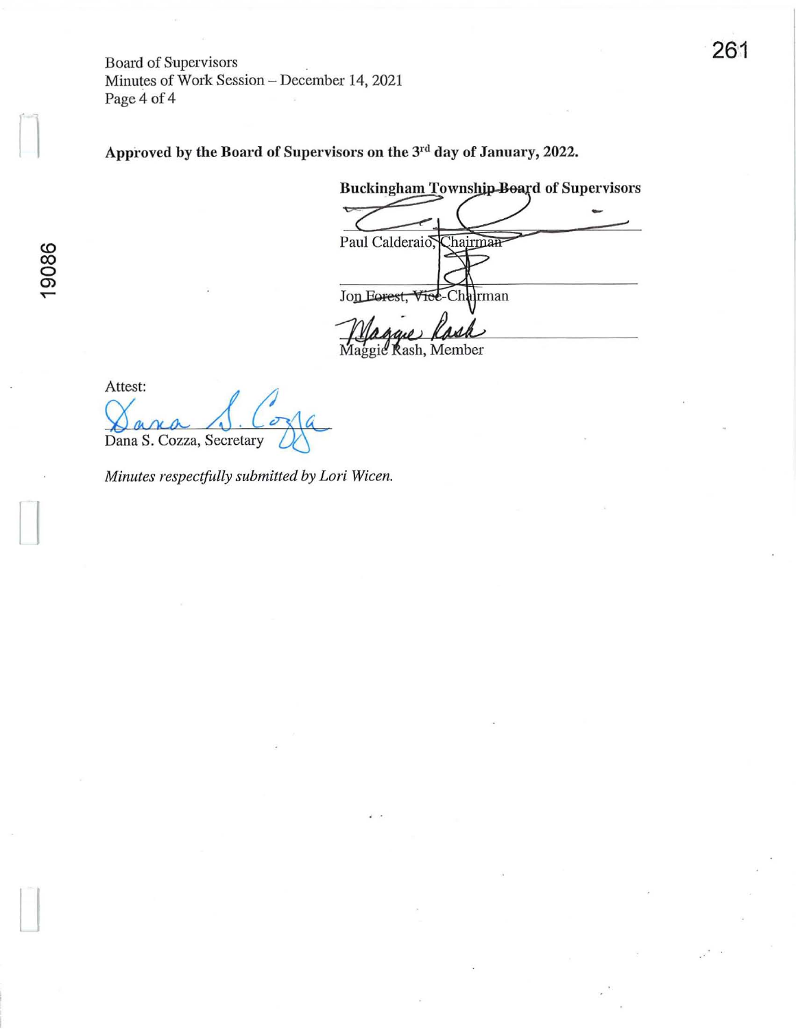**Approved by the Board of Supervisors on the 3rd day of January, 2022.**

**Buckingham Township Board of Supervisors**

Paul Calderaio, Chairman

Jon Forest, Vice-Chairman

Maggie Rash, Member

Attest:

Dana S. Cozza, Secretary

*Minutes respectfully submitted by Lori Wicen.*